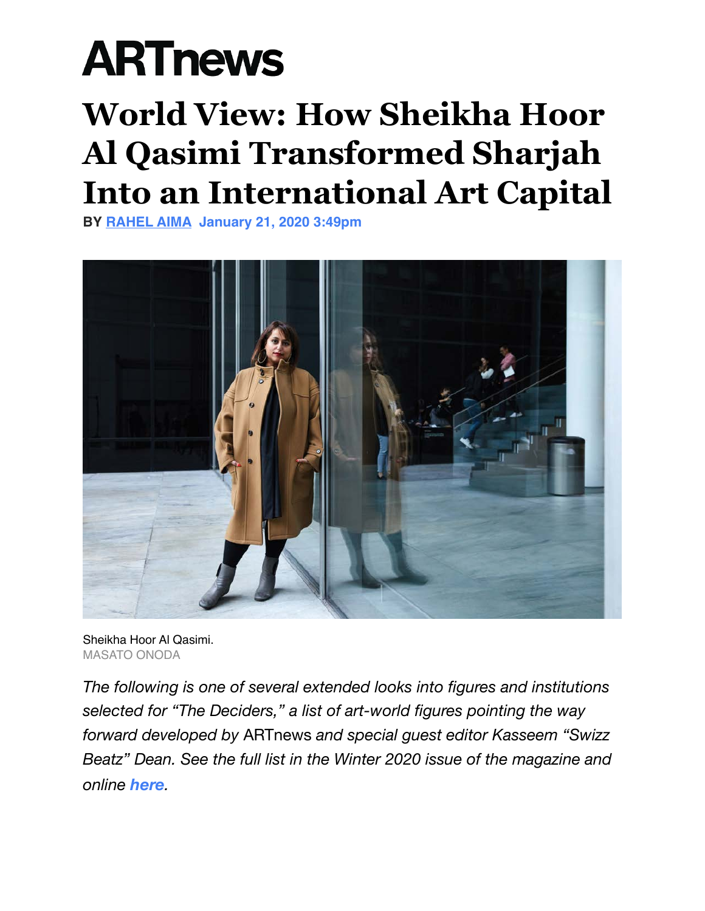# ARTnews

# World View: How Sheikha Hoor Al Qasimi Transformed Sharjah Into an International Art Capital

**BY** **RAHEL AIMA** **January 21, 2020 3:49pm**

Sheikha Hoor Al Qasimi.
MASATO ONODA

*The following is one of several extended looks into figures and institutions selected for "The Deciders," a list of art-world figures pointing the way forward developed by* ARTnews *and special guest editor Kasseem "Swizz Beatz" Dean. See the full list in the Winter 2020 issue of the magazine and online* ***here****.*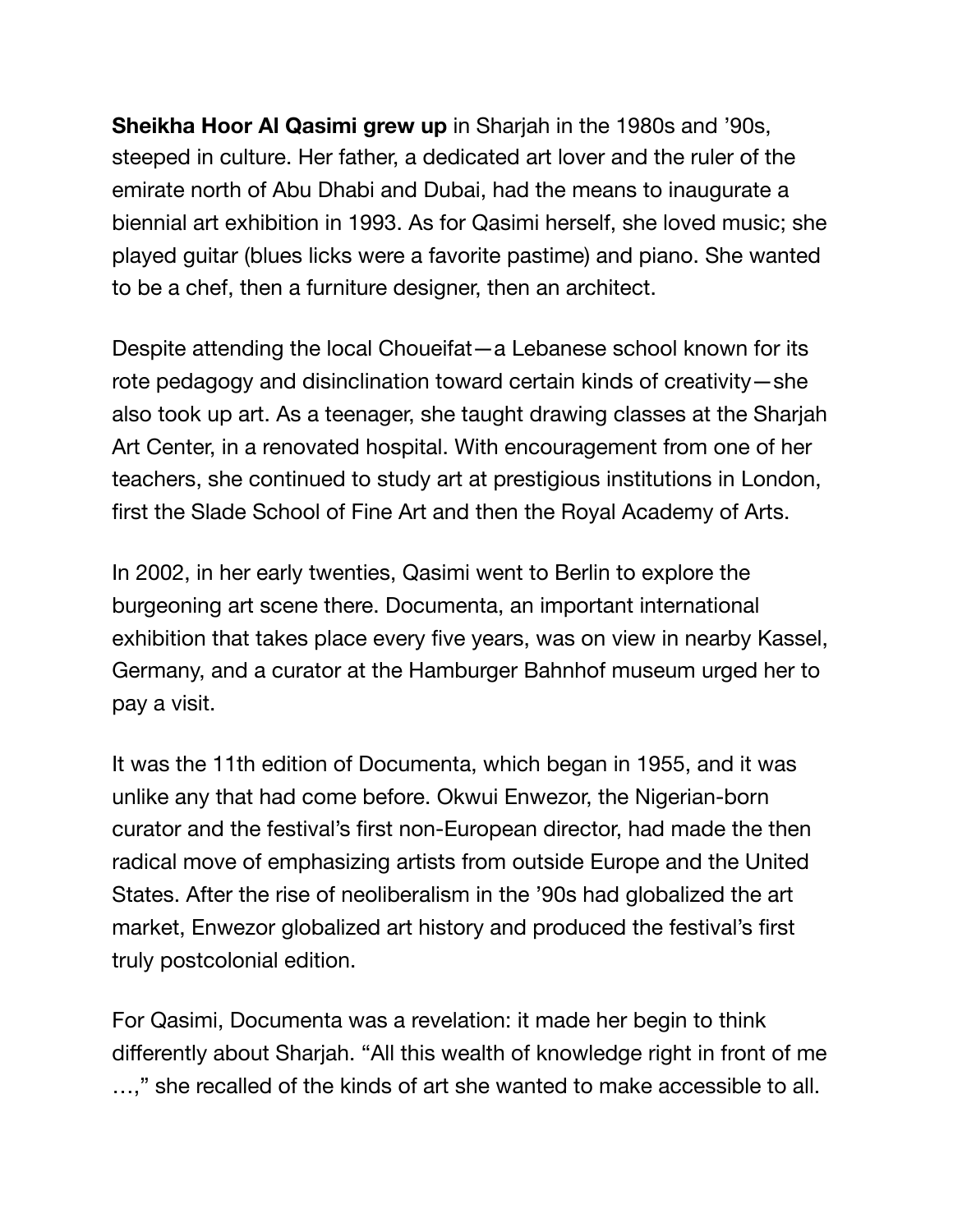**Sheikha Hoor Al Qasimi grew up** in Sharjah in the 1980s and '90s, steeped in culture. Her father, a dedicated art lover and the ruler of the emirate north of Abu Dhabi and Dubai, had the means to inaugurate a biennial art exhibition in 1993. As for Qasimi herself, she loved music; she played guitar (blues licks were a favorite pastime) and piano. She wanted to be a chef, then a furniture designer, then an architect.

Despite attending the local Choueifat—a Lebanese school known for its rote pedagogy and disinclination toward certain kinds of creativity—she also took up art. As a teenager, she taught drawing classes at the Sharjah Art Center, in a renovated hospital. With encouragement from one of her teachers, she continued to study art at prestigious institutions in London, first the Slade School of Fine Art and then the Royal Academy of Arts.

In 2002, in her early twenties, Qasimi went to Berlin to explore the burgeoning art scene there. Documenta, an important international exhibition that takes place every five years, was on view in nearby Kassel, Germany, and a curator at the Hamburger Bahnhof museum urged her to pay a visit.

It was the 11th edition of Documenta, which began in 1955, and it was unlike any that had come before. Okwui Enwezor, the Nigerian-born curator and the festival's first non-European director, had made the then radical move of emphasizing artists from outside Europe and the United States. After the rise of neoliberalism in the '90s had globalized the art market, Enwezor globalized art history and produced the festival's first truly postcolonial edition.

For Qasimi, Documenta was a revelation: it made her begin to think differently about Sharjah. "All this wealth of knowledge right in front of me …," she recalled of the kinds of art she wanted to make accessible to all.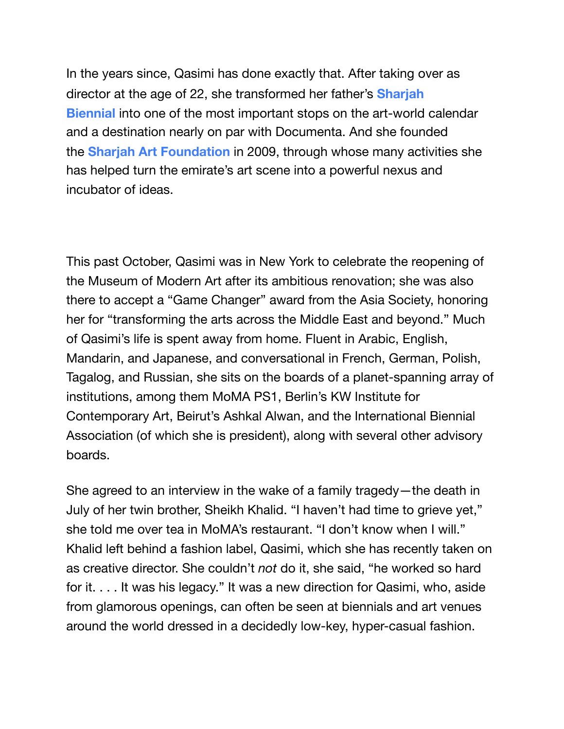In the years since, Qasimi has done exactly that. After taking over as director at the age of 22, she transformed her father's **Sharjah Biennial** into one of the most important stops on the art-world calendar and a destination nearly on par with Documenta. And she founded the **Sharjah Art Foundation** in 2009, through whose many activities she has helped turn the emirate's art scene into a powerful nexus and incubator of ideas.

This past October, Qasimi was in New York to celebrate the reopening of the Museum of Modern Art after its ambitious renovation; she was also there to accept a "Game Changer" award from the Asia Society, honoring her for "transforming the arts across the Middle East and beyond." Much of Qasimi's life is spent away from home. Fluent in Arabic, English, Mandarin, and Japanese, and conversational in French, German, Polish, Tagalog, and Russian, she sits on the boards of a planet-spanning array of institutions, among them MoMA PS1, Berlin's KW Institute for Contemporary Art, Beirut's Ashkal Alwan, and the International Biennial Association (of which she is president), along with several other advisory boards.

She agreed to an interview in the wake of a family tragedy—the death in July of her twin brother, Sheikh Khalid. "I haven't had time to grieve yet," she told me over tea in MoMA's restaurant. "I don't know when I will." Khalid left behind a fashion label, Qasimi, which she has recently taken on as creative director. She couldn't *not* do it, she said, "he worked so hard for it. . . . It was his legacy." It was a new direction for Qasimi, who, aside from glamorous openings, can often be seen at biennials and art venues around the world dressed in a decidedly low-key, hyper-casual fashion.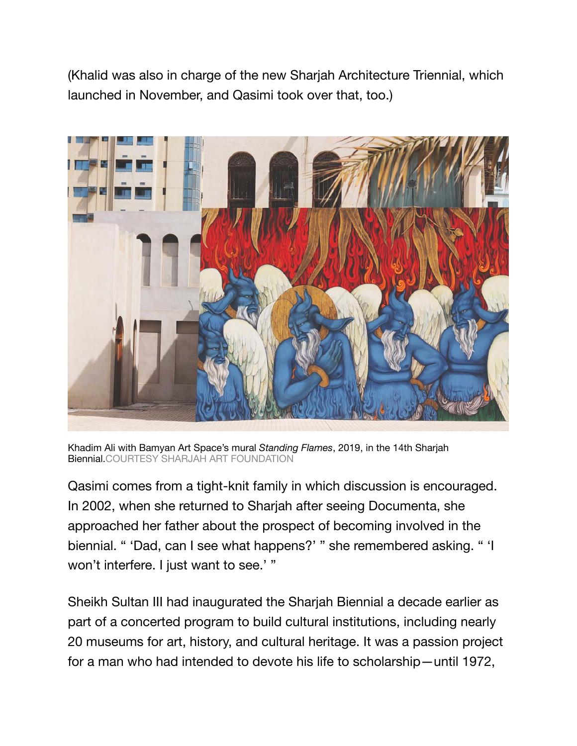(Khalid was also in charge of the new Sharjah Architecture Triennial, which launched in November, and Qasimi took over that, too.)

Khadim Ali with Bamyan Art Space's mural *Standing Flames*, 2019, in the 14th Sharjah Biennial.COURTESY SHARJAH ART FOUNDATION

Qasimi comes from a tight-knit family in which discussion is encouraged. In 2002, when she returned to Sharjah after seeing Documenta, she approached her father about the prospect of becoming involved in the biennial. " 'Dad, can I see what happens?' " she remembered asking. " 'I won't interfere. I just want to see.' "

Sheikh Sultan III had inaugurated the Sharjah Biennial a decade earlier as part of a concerted program to build cultural institutions, including nearly 20 museums for art, history, and cultural heritage. It was a passion project for a man who had intended to devote his life to scholarship—until 1972,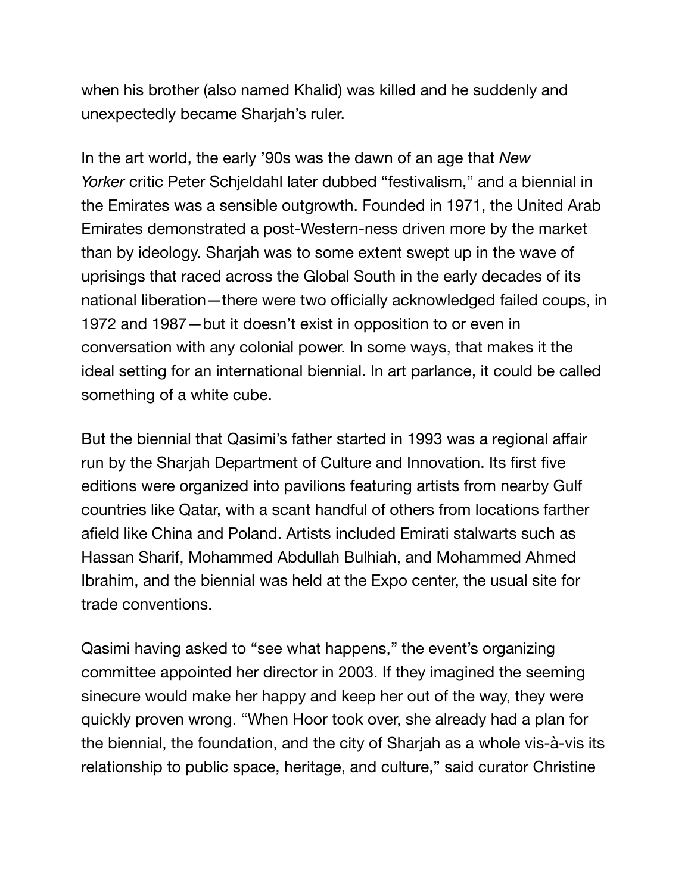when his brother (also named Khalid) was killed and he suddenly and unexpectedly became Sharjah's ruler.

In the art world, the early '90s was the dawn of an age that *New Yorker* critic Peter Schjeldahl later dubbed "festivalism," and a biennial in the Emirates was a sensible outgrowth. Founded in 1971, the United Arab Emirates demonstrated a post-Western-ness driven more by the market than by ideology. Sharjah was to some extent swept up in the wave of uprisings that raced across the Global South in the early decades of its national liberation—there were two officially acknowledged failed coups, in 1972 and 1987—but it doesn't exist in opposition to or even in conversation with any colonial power. In some ways, that makes it the ideal setting for an international biennial. In art parlance, it could be called something of a white cube.

But the biennial that Qasimi's father started in 1993 was a regional affair run by the Sharjah Department of Culture and Innovation. Its first five editions were organized into pavilions featuring artists from nearby Gulf countries like Qatar, with a scant handful of others from locations farther afield like China and Poland. Artists included Emirati stalwarts such as Hassan Sharif, Mohammed Abdullah Bulhiah, and Mohammed Ahmed Ibrahim, and the biennial was held at the Expo center, the usual site for trade conventions.

Qasimi having asked to "see what happens," the event's organizing committee appointed her director in 2003. If they imagined the seeming sinecure would make her happy and keep her out of the way, they were quickly proven wrong. "When Hoor took over, she already had a plan for the biennial, the foundation, and the city of Sharjah as a whole vis-à-vis its relationship to public space, heritage, and culture," said curator Christine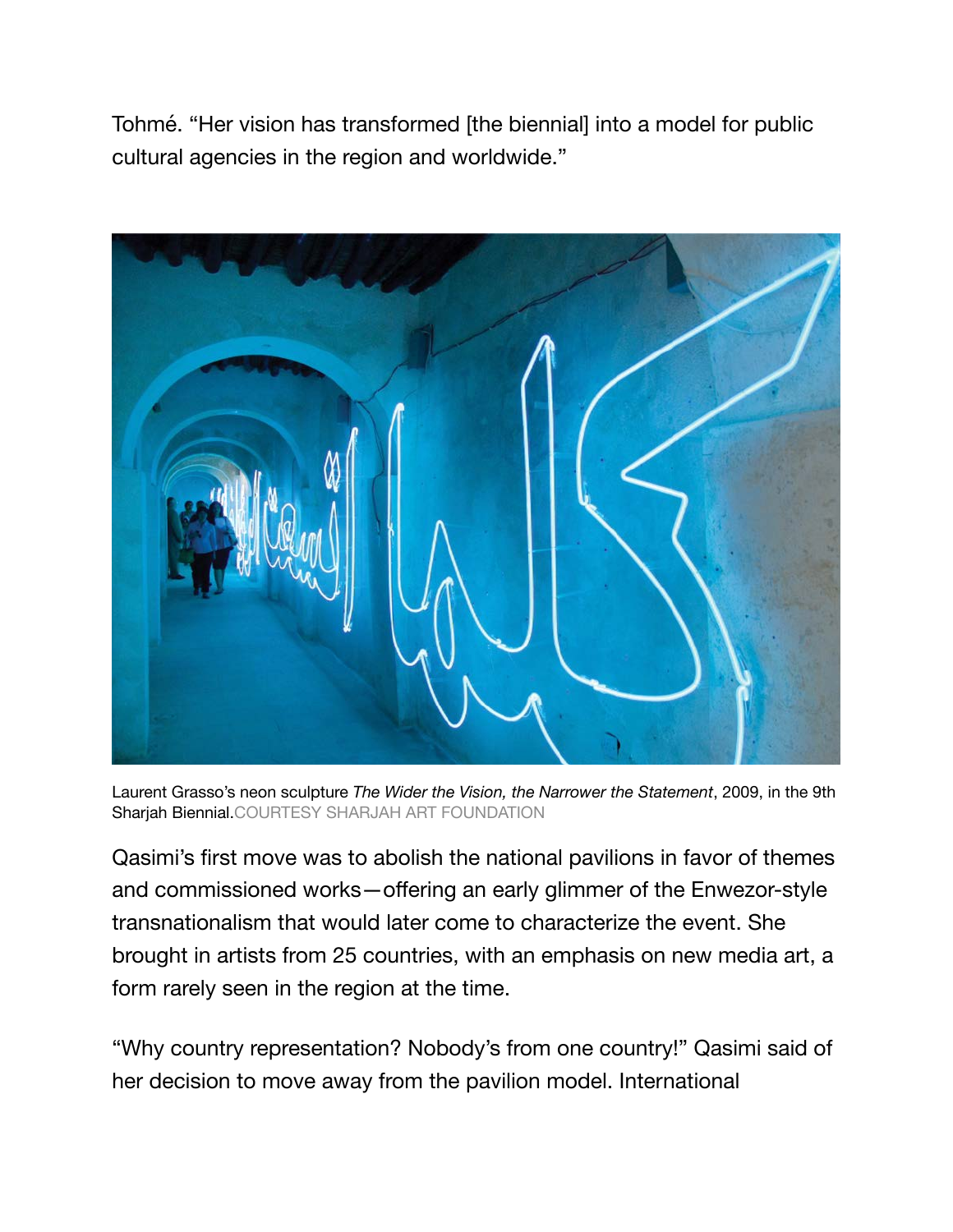Tohmé. "Her vision has transformed [the biennial] into a model for public cultural agencies in the region and worldwide."

Laurent Grasso's neon sculpture *The Wider the Vision, the Narrower the Statement*, 2009, in the 9th Sharjah Biennial.COURTESY SHARJAH ART FOUNDATION

Qasimi's first move was to abolish the national pavilions in favor of themes and commissioned works—offering an early glimmer of the Enwezor-style transnationalism that would later come to characterize the event. She brought in artists from 25 countries, with an emphasis on new media art, a form rarely seen in the region at the time.

"Why country representation? Nobody's from one country!" Qasimi said of her decision to move away from the pavilion model. International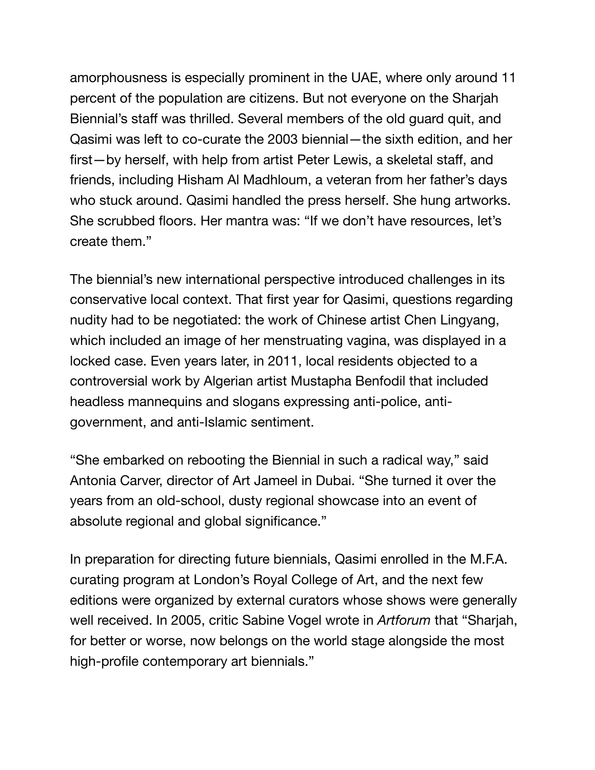amorphousness is especially prominent in the UAE, where only around 11 percent of the population are citizens. But not everyone on the Sharjah Biennial's staff was thrilled. Several members of the old guard quit, and Qasimi was left to co-curate the 2003 biennial—the sixth edition, and her first—by herself, with help from artist Peter Lewis, a skeletal staff, and friends, including Hisham Al Madhloum, a veteran from her father's days who stuck around. Qasimi handled the press herself. She hung artworks. She scrubbed floors. Her mantra was: "If we don't have resources, let's create them."

The biennial's new international perspective introduced challenges in its conservative local context. That first year for Qasimi, questions regarding nudity had to be negotiated: the work of Chinese artist Chen Lingyang, which included an image of her menstruating vagina, was displayed in a locked case. Even years later, in 2011, local residents objected to a controversial work by Algerian artist Mustapha Benfodil that included headless mannequins and slogans expressing anti-police, anti-government, and anti-Islamic sentiment.

"She embarked on rebooting the Biennial in such a radical way," said Antonia Carver, director of Art Jameel in Dubai. "She turned it over the years from an old-school, dusty regional showcase into an event of absolute regional and global significance."

In preparation for directing future biennials, Qasimi enrolled in the M.F.A. curating program at London's Royal College of Art, and the next few editions were organized by external curators whose shows were generally well received. In 2005, critic Sabine Vogel wrote in *Artforum* that "Sharjah, for better or worse, now belongs on the world stage alongside the most high-profile contemporary art biennials."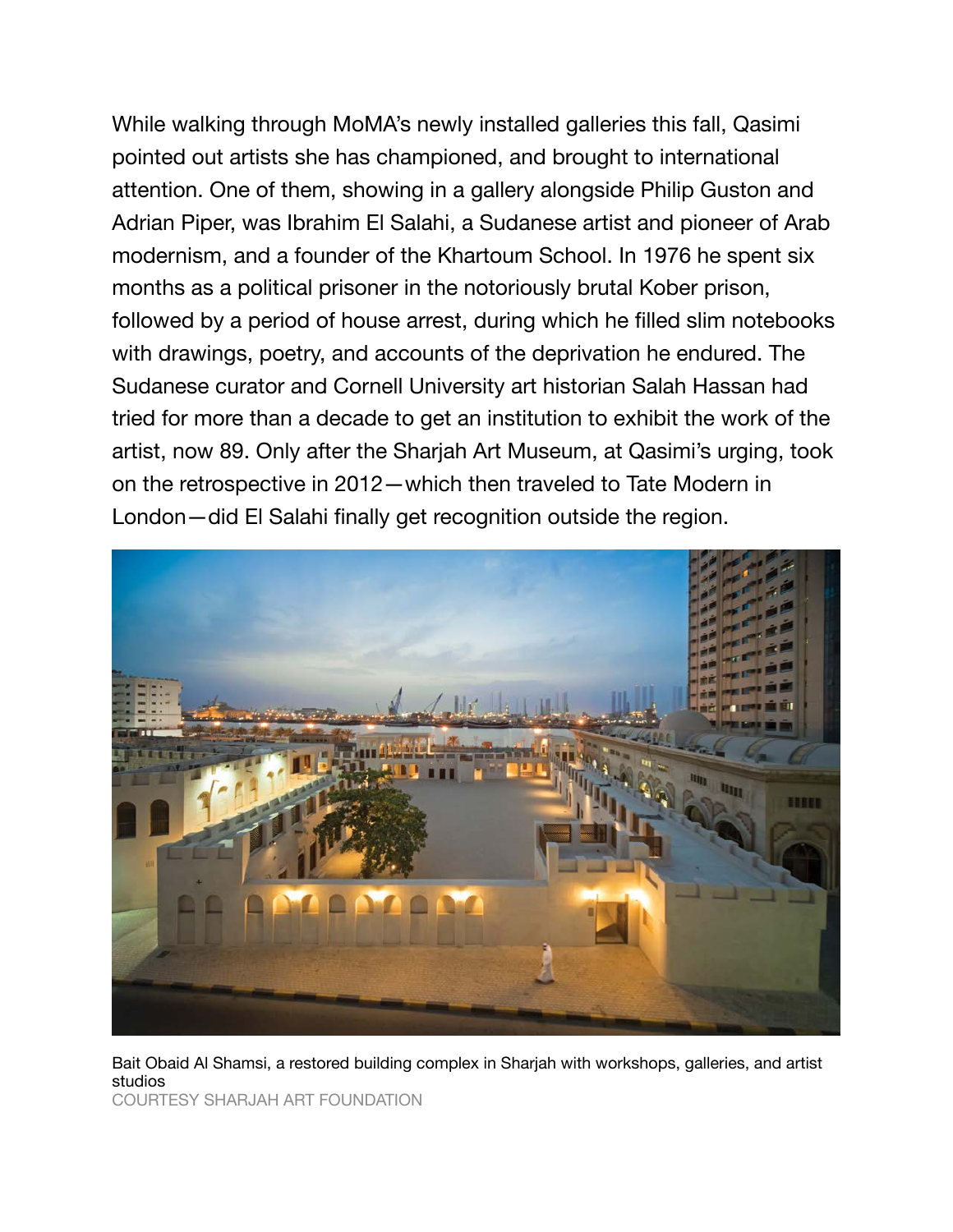While walking through MoMA's newly installed galleries this fall, Qasimi pointed out artists she has championed, and brought to international attention. One of them, showing in a gallery alongside Philip Guston and Adrian Piper, was Ibrahim El Salahi, a Sudanese artist and pioneer of Arab modernism, and a founder of the Khartoum School. In 1976 he spent six months as a political prisoner in the notoriously brutal Kober prison, followed by a period of house arrest, during which he filled slim notebooks with drawings, poetry, and accounts of the deprivation he endured. The Sudanese curator and Cornell University art historian Salah Hassan had tried for more than a decade to get an institution to exhibit the work of the artist, now 89. Only after the Sharjah Art Museum, at Qasimi's urging, took on the retrospective in 2012—which then traveled to Tate Modern in London—did El Salahi finally get recognition outside the region.

Bait Obaid Al Shamsi, a restored building complex in Sharjah with workshops, galleries, and artist studios
COURTESY SHARJAH ART FOUNDATION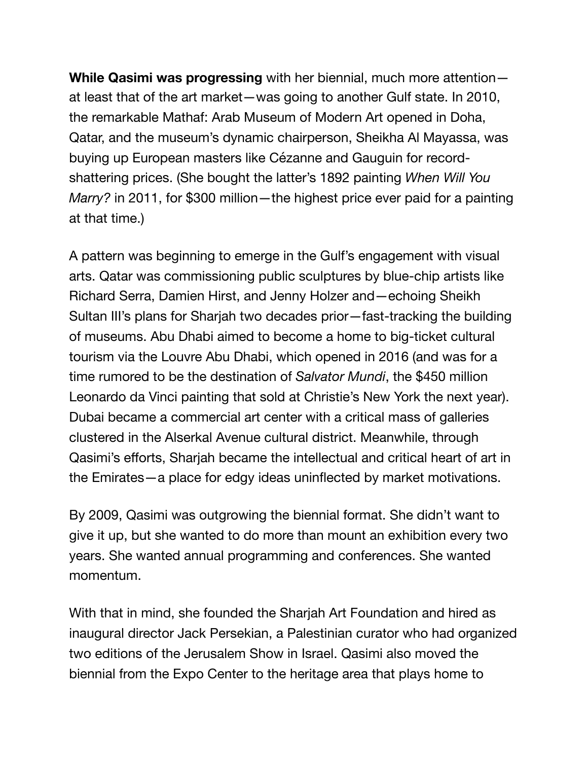**While Qasimi was progressing** with her biennial, much more attention—at least that of the art market—was going to another Gulf state. In 2010, the remarkable Mathaf: Arab Museum of Modern Art opened in Doha, Qatar, and the museum's dynamic chairperson, Sheikha Al Mayassa, was buying up European masters like Cézanne and Gauguin for record-shattering prices. (She bought the latter's 1892 painting *When Will You Marry?* in 2011, for $300 million—the highest price ever paid for a painting at that time.)

A pattern was beginning to emerge in the Gulf's engagement with visual arts. Qatar was commissioning public sculptures by blue-chip artists like Richard Serra, Damien Hirst, and Jenny Holzer and—echoing Sheikh Sultan III's plans for Sharjah two decades prior—fast-tracking the building of museums. Abu Dhabi aimed to become a home to big-ticket cultural tourism via the Louvre Abu Dhabi, which opened in 2016 (and was for a time rumored to be the destination of *Salvator Mundi*, the $450 million Leonardo da Vinci painting that sold at Christie's New York the next year). Dubai became a commercial art center with a critical mass of galleries clustered in the Alserkal Avenue cultural district. Meanwhile, through Qasimi's efforts, Sharjah became the intellectual and critical heart of art in the Emirates—a place for edgy ideas uninflected by market motivations.

By 2009, Qasimi was outgrowing the biennial format. She didn't want to give it up, but she wanted to do more than mount an exhibition every two years. She wanted annual programming and conferences. She wanted momentum.

With that in mind, she founded the Sharjah Art Foundation and hired as inaugural director Jack Persekian, a Palestinian curator who had organized two editions of the Jerusalem Show in Israel. Qasimi also moved the biennial from the Expo Center to the heritage area that plays home to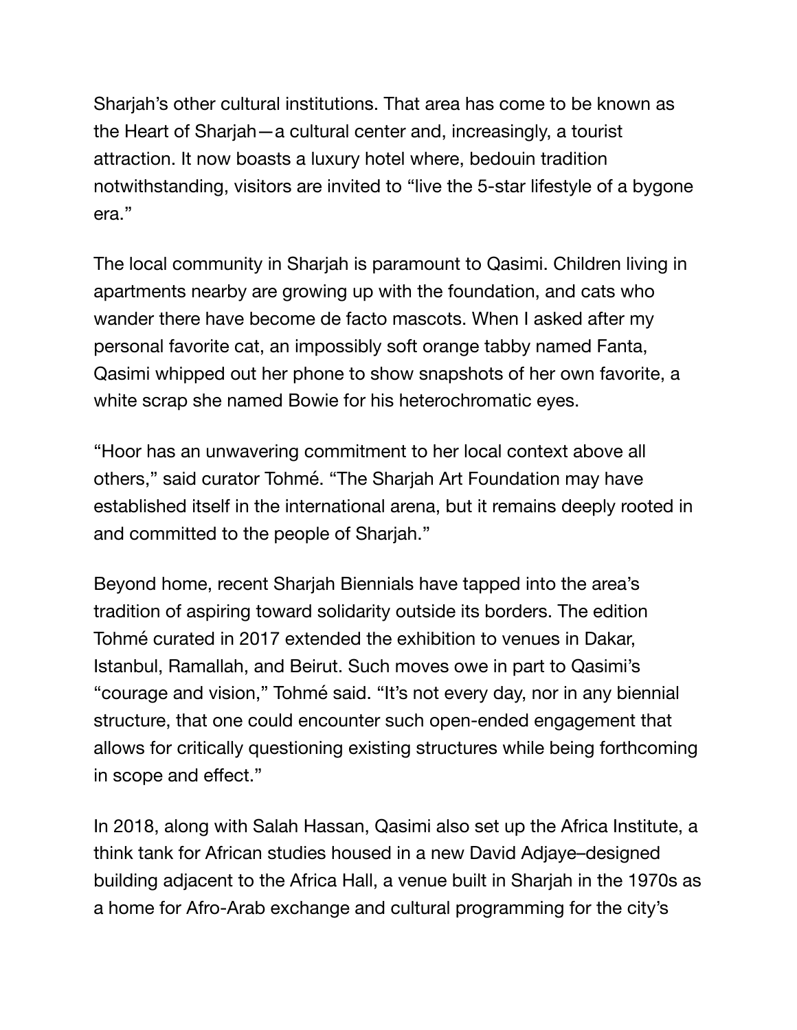Sharjah's other cultural institutions. That area has come to be known as the Heart of Sharjah—a cultural center and, increasingly, a tourist attraction. It now boasts a luxury hotel where, bedouin tradition notwithstanding, visitors are invited to "live the 5-star lifestyle of a bygone era."

The local community in Sharjah is paramount to Qasimi. Children living in apartments nearby are growing up with the foundation, and cats who wander there have become de facto mascots. When I asked after my personal favorite cat, an impossibly soft orange tabby named Fanta, Qasimi whipped out her phone to show snapshots of her own favorite, a white scrap she named Bowie for his heterochromatic eyes.

"Hoor has an unwavering commitment to her local context above all others," said curator Tohmé. "The Sharjah Art Foundation may have established itself in the international arena, but it remains deeply rooted in and committed to the people of Sharjah."

Beyond home, recent Sharjah Biennials have tapped into the area's tradition of aspiring toward solidarity outside its borders. The edition Tohmé curated in 2017 extended the exhibition to venues in Dakar, Istanbul, Ramallah, and Beirut. Such moves owe in part to Qasimi's "courage and vision," Tohmé said. "It's not every day, nor in any biennial structure, that one could encounter such open-ended engagement that allows for critically questioning existing structures while being forthcoming in scope and effect."

In 2018, along with Salah Hassan, Qasimi also set up the Africa Institute, a think tank for African studies housed in a new David Adjaye–designed building adjacent to the Africa Hall, a venue built in Sharjah in the 1970s as a home for Afro-Arab exchange and cultural programming for the city's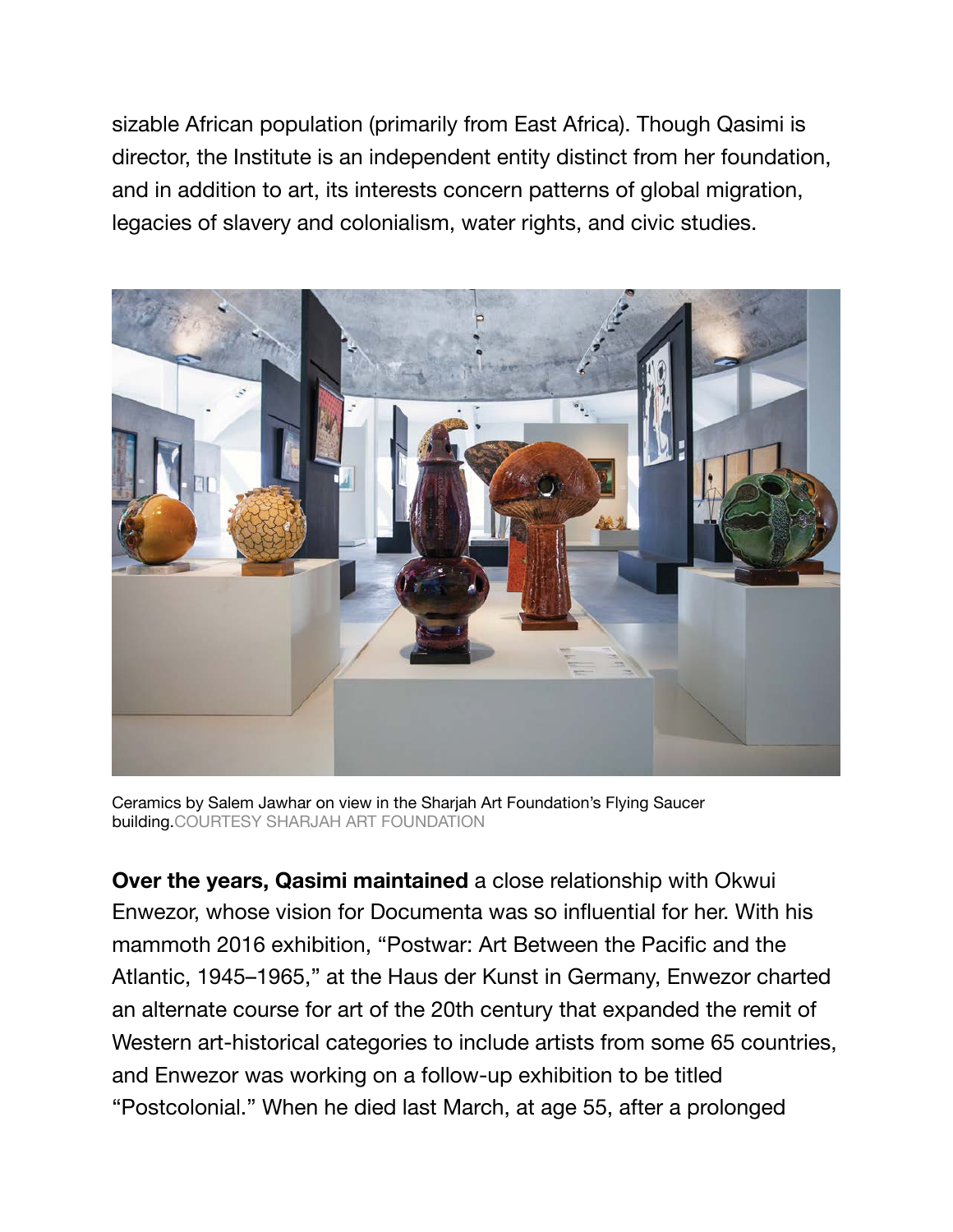sizable African population (primarily from East Africa). Though Qasimi is director, the Institute is an independent entity distinct from her foundation, and in addition to art, its interests concern patterns of global migration, legacies of slavery and colonialism, water rights, and civic studies.

Ceramics by Salem Jawhar on view in the Sharjah Art Foundation's Flying Saucer building.COURTESY SHARJAH ART FOUNDATION

**Over the years, Qasimi maintained** a close relationship with Okwui Enwezor, whose vision for Documenta was so influential for her. With his mammoth 2016 exhibition, "Postwar: Art Between the Pacific and the Atlantic, 1945–1965," at the Haus der Kunst in Germany, Enwezor charted an alternate course for art of the 20th century that expanded the remit of Western art-historical categories to include artists from some 65 countries, and Enwezor was working on a follow-up exhibition to be titled "Postcolonial." When he died last March, at age 55, after a prolonged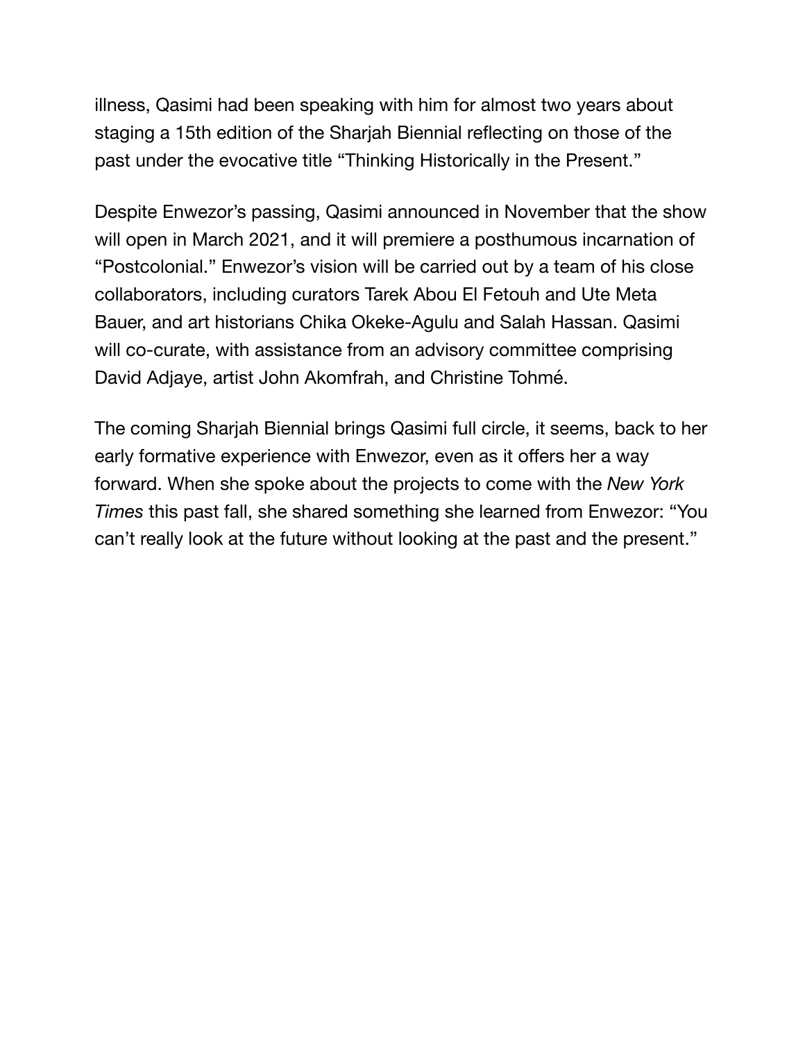illness, Qasimi had been speaking with him for almost two years about staging a 15th edition of the Sharjah Biennial reflecting on those of the past under the evocative title "Thinking Historically in the Present."

Despite Enwezor's passing, Qasimi announced in November that the show will open in March 2021, and it will premiere a posthumous incarnation of "Postcolonial." Enwezor's vision will be carried out by a team of his close collaborators, including curators Tarek Abou El Fetouh and Ute Meta Bauer, and art historians Chika Okeke-Agulu and Salah Hassan. Qasimi will co-curate, with assistance from an advisory committee comprising David Adjaye, artist John Akomfrah, and Christine Tohmé.

The coming Sharjah Biennial brings Qasimi full circle, it seems, back to her early formative experience with Enwezor, even as it offers her a way forward. When she spoke about the projects to come with the *New York Times* this past fall, she shared something she learned from Enwezor: "You can't really look at the future without looking at the past and the present."